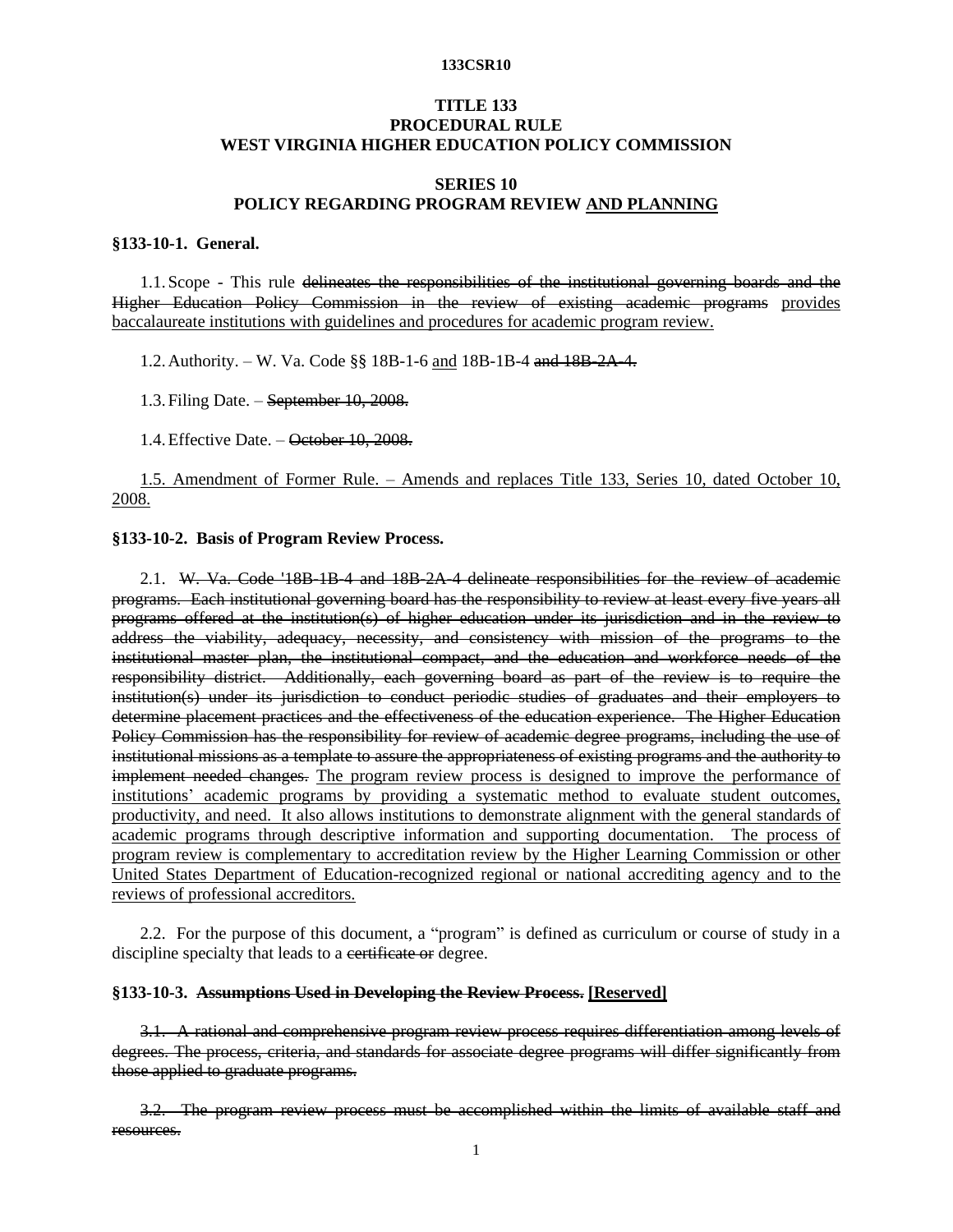# TITLE 133
# PROCEDURAL RULE
# WEST VIRGINIA HIGHER EDUCATION POLICY COMMISSION

## SERIES 10
## POLICY REGARDING PROGRAM REVIEW <u>AND PLANNING</u>

### §133-10-1. General.

1.1. Scope - This rule ~~delineates the responsibilities of the institutional governing boards and the Higher Education Policy Commission in the review of existing academic programs~~ <u>provides baccalaureate institutions with guidelines and procedures for academic program review.</u>

1.2. Authority. – W. Va. Code §§ 18B-1-6 <u>and</u> 18B-1B-4 ~~and 18B-2A-4.~~

1.3. Filing Date. – ~~September 10, 2008.~~

1.4. Effective Date. – ~~October 10, 2008.~~

<u>1.5. Amendment of Former Rule. – Amends and replaces Title 133, Series 10, dated October 10, 2008.</u>

### §133-10-2. Basis of Program Review Process.

2.1. ~~W. Va. Code '18B-1B-4 and 18B-2A-4 delineate responsibilities for the review of academic programs. Each institutional governing board has the responsibility to review at least every five years all programs offered at the institution(s) of higher education under its jurisdiction and in the review to address the viability, adequacy, necessity, and consistency with mission of the programs to the institutional master plan, the institutional compact, and the education and workforce needs of the responsibility district. Additionally, each governing board as part of the review is to require the institution(s) under its jurisdiction to conduct periodic studies of graduates and their employers to determine placement practices and the effectiveness of the education experience. The Higher Education Policy Commission has the responsibility for review of academic degree programs, including the use of institutional missions as a template to assure the appropriateness of existing programs and the authority to implement needed changes.~~ <u>The program review process is designed to improve the performance of institutions' academic programs by providing a systematic method to evaluate student outcomes, productivity, and need. It also allows institutions to demonstrate alignment with the general standards of academic programs through descriptive information and supporting documentation. The process of program review is complementary to accreditation review by the Higher Learning Commission or other United States Department of Education-recognized regional or national accrediting agency and to the reviews of professional accreditors.</u>

2.2. For the purpose of this document, a "program" is defined as curriculum or course of study in a discipline specialty that leads to a ~~certificate or~~ degree.

### §133-10-3. ~~Assumptions Used in Developing the Review Process.~~ <u>[Reserved]</u>

~~3.1. A rational and comprehensive program review process requires differentiation among levels of degrees. The process, criteria, and standards for associate degree programs will differ significantly from those applied to graduate programs.~~

~~3.2. The program review process must be accomplished within the limits of available staff and resources.~~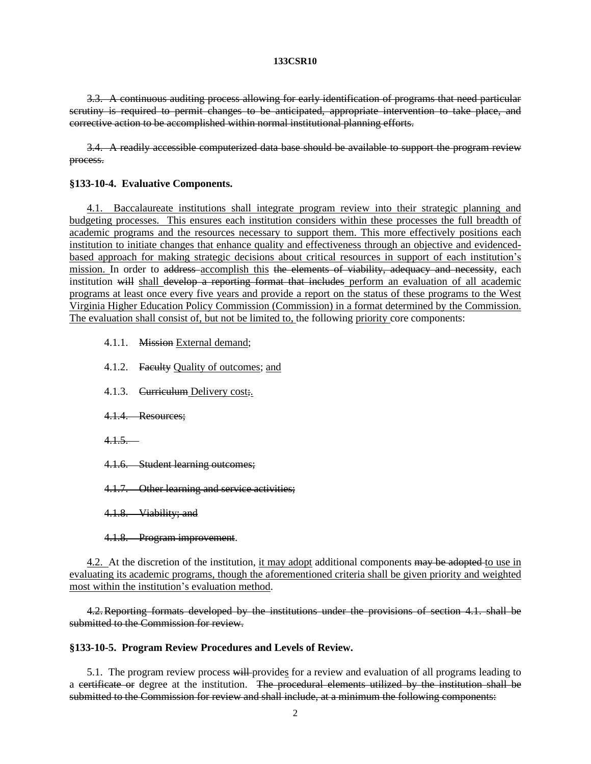~~3.3. A continuous auditing process allowing for early identification of programs that need particular scrutiny is required to permit changes to be anticipated, appropriate intervention to take place, and corrective action to be accomplished within normal institutional planning efforts.~~

~~3.4. A readily accessible computerized data base should be available to support the program review process.~~

**§133-10-4. Evaluative Components.**

<u>4.1. Baccalaureate institutions shall integrate program review into their strategic planning and budgeting processes. This ensures each institution considers within these processes the full breadth of academic programs and the resources necessary to support them. This more effectively positions each institution to initiate changes that enhance quality and effectiveness through an objective and evidenced-based approach for making strategic decisions about critical resources in support of each institution's mission.</u> In order to ~~address~~ <u>accomplish this</u> ~~the elements of viability, adequacy and necessity~~, each institution ~~will~~ <u>shall</u> ~~develop a reporting format that includes~~ <u>perform an evaluation of all academic programs at least once every five years and provide a report on the status of these programs to the West Virginia Higher Education Policy Commission (Commission) in a format determined by the Commission. The evaluation shall consist of, but not be limited to,</u> the following <u>priority</u> core components:

4.1.1. ~~Mission~~ <u>External demand</u>;

4.1.2. ~~Faculty~~ <u>Quality of outcomes</u>; <u>and</u>

4.1.3. ~~Curriculum~~ <u>Delivery cost</u>~~;~~<u>.</u>

~~4.1.4. Resources;~~

~~4.1.5.~~

~~4.1.6. Student learning outcomes;~~

~~4.1.7. Other learning and service activities;~~

~~4.1.8. Viability; and~~

~~4.1.8. Program improvement~~.

<u>4.2.</u> At the discretion of the institution, <u>it may adopt</u> additional components ~~may be adopted~~ <u>to use in evaluating its academic programs, though the aforementioned criteria shall be given priority and weighted most within the institution's evaluation method</u>.

~~4.2. Reporting formats developed by the institutions under the provisions of section 4.1. shall be submitted to the Commission for review.~~

**§133-10-5. Program Review Procedures and Levels of Review.**

5.1. The program review process ~~will~~ provide<u>s</u> for a review and evaluation of all programs leading to a ~~certificate or~~ degree at the institution. ~~The procedural elements utilized by the institution shall be submitted to the Commission for review and shall include, at a minimum the following components:~~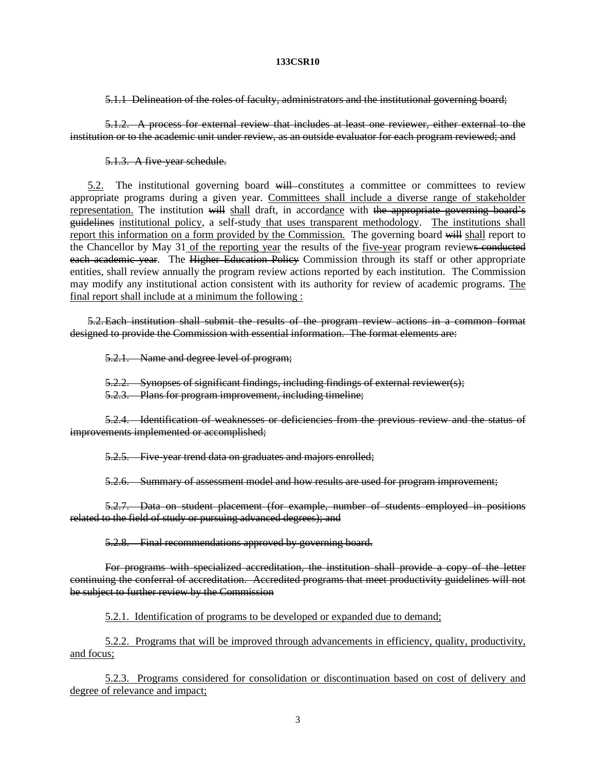~~5.1.1 Delineation of the roles of faculty, administrators and the institutional governing board;~~

~~5.1.2. A process for external review that includes at least one reviewer, either external to the institution or to the academic unit under review, as an outside evaluator for each program reviewed; and~~

~~5.1.3. A five-year schedule.~~

<u>5.2.</u> The institutional governing board ~~will~~ constitute<u>s</u> a committee or committees to review appropriate programs during a given year. <u>Committees shall include a diverse range of stakeholder representation.</u> The institution ~~will~~ <u>shall</u> draft, in accord<u>ance</u> with ~~the appropriate governing board's guidelines~~ <u>institutional policy</u>, a self-study <u>that uses transparent methodology</u>. <u>The institutions shall report this information on a form provided by the Commission.</u> The governing board ~~will~~ <u>shall</u> report to the Chancellor by May 31 <u>of the reporting year</u> the results of the <u>five-year</u> program review~~s conducted each academic year~~. The ~~Higher Education Policy~~ Commission through its staff or other appropriate entities, shall review annually the program review actions reported by each institution. The Commission may modify any institutional action consistent with its authority for review of academic programs. <u>The final report shall include at a minimum the following :</u>

~~5.2. Each institution shall submit the results of the program review actions in a common format designed to provide the Commission with essential information. The format elements are:~~

~~5.2.1. Name and degree level of program;~~

~~5.2.2. Synopses of significant findings, including findings of external reviewer(s);~~
~~5.2.3. Plans for program improvement, including timeline;~~

~~5.2.4. Identification of weaknesses or deficiencies from the previous review and the status of improvements implemented or accomplished;~~

~~5.2.5. Five-year trend data on graduates and majors enrolled;~~

~~5.2.6. Summary of assessment model and how results are used for program improvement;~~

~~5.2.7. Data on student placement (for example, number of students employed in positions related to the field of study or pursuing advanced degrees); and~~

~~5.2.8. Final recommendations approved by governing board.~~

~~For programs with specialized accreditation, the institution shall provide a copy of the letter continuing the conferral of accreditation. Accredited programs that meet productivity guidelines will not be subject to further review by the Commission~~

<u>5.2.1. Identification of programs to be developed or expanded due to demand;</u>

<u>5.2.2. Programs that will be improved through advancements in efficiency, quality, productivity, and focus;</u>

<u>5.2.3. Programs considered for consolidation or discontinuation based on cost of delivery and degree of relevance and impact;</u>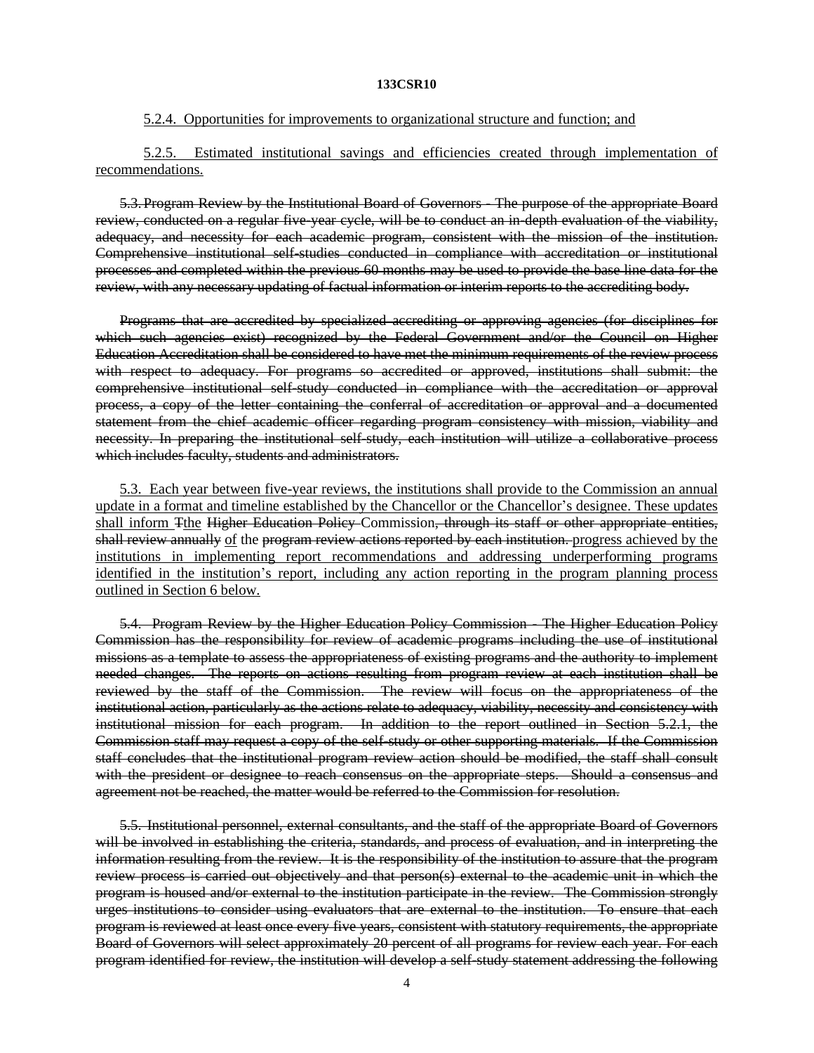<u>5.2.4. Opportunities for improvements to organizational structure and function; and</u>

<u>5.2.5. Estimated institutional savings and efficiencies created through implementation of recommendations.</u>

~~5.3. Program Review by the Institutional Board of Governors - The purpose of the appropriate Board review, conducted on a regular five-year cycle, will be to conduct an in-depth evaluation of the viability, adequacy, and necessity for each academic program, consistent with the mission of the institution. Comprehensive institutional self-studies conducted in compliance with accreditation or institutional processes and completed within the previous 60 months may be used to provide the base line data for the review, with any necessary updating of factual information or interim reports to the accrediting body.~~

~~Programs that are accredited by specialized accrediting or approving agencies (for disciplines for which such agencies exist) recognized by the Federal Government and/or the Council on Higher Education Accreditation shall be considered to have met the minimum requirements of the review process with respect to adequacy. For programs so accredited or approved, institutions shall submit: the comprehensive institutional self-study conducted in compliance with the accreditation or approval process, a copy of the letter containing the conferral of accreditation or approval and a documented statement from the chief academic officer regarding program consistency with mission, viability and necessity. In preparing the institutional self-study, each institution will utilize a collaborative process which includes faculty, students and administrators.~~

<u>5.3. Each year between five-year reviews, the institutions shall provide to the Commission an annual update in a format and timeline established by the Chancellor or the Chancellor's designee. These updates shall inform</u> ~~T~~<u>t</u>he ~~Higher Education Policy~~ Commission~~, through its staff or other appropriate entities, shall review annually~~ <u>of</u> the ~~program review actions reported by each institution.~~ <u>progress achieved by the institutions in implementing report recommendations and addressing underperforming programs identified in the institution's report, including any action reporting in the program planning process outlined in Section 6 below.</u>

~~5.4. Program Review by the Higher Education Policy Commission - The Higher Education Policy Commission has the responsibility for review of academic programs including the use of institutional missions as a template to assess the appropriateness of existing programs and the authority to implement needed changes. The reports on actions resulting from program review at each institution shall be reviewed by the staff of the Commission. The review will focus on the appropriateness of the institutional action, particularly as the actions relate to adequacy, viability, necessity and consistency with institutional mission for each program. In addition to the report outlined in Section 5.2.1, the Commission staff may request a copy of the self-study or other supporting materials. If the Commission staff concludes that the institutional program review action should be modified, the staff shall consult with the president or designee to reach consensus on the appropriate steps. Should a consensus and agreement not be reached, the matter would be referred to the Commission for resolution.~~

~~5.5. Institutional personnel, external consultants, and the staff of the appropriate Board of Governors will be involved in establishing the criteria, standards, and process of evaluation, and in interpreting the information resulting from the review. It is the responsibility of the institution to assure that the program review process is carried out objectively and that person(s) external to the academic unit in which the program is housed and/or external to the institution participate in the review. The Commission strongly urges institutions to consider using evaluators that are external to the institution. To ensure that each program is reviewed at least once every five years, consistent with statutory requirements, the appropriate Board of Governors will select approximately 20 percent of all programs for review each year. For each program identified for review, the institution will develop a self-study statement addressing the following~~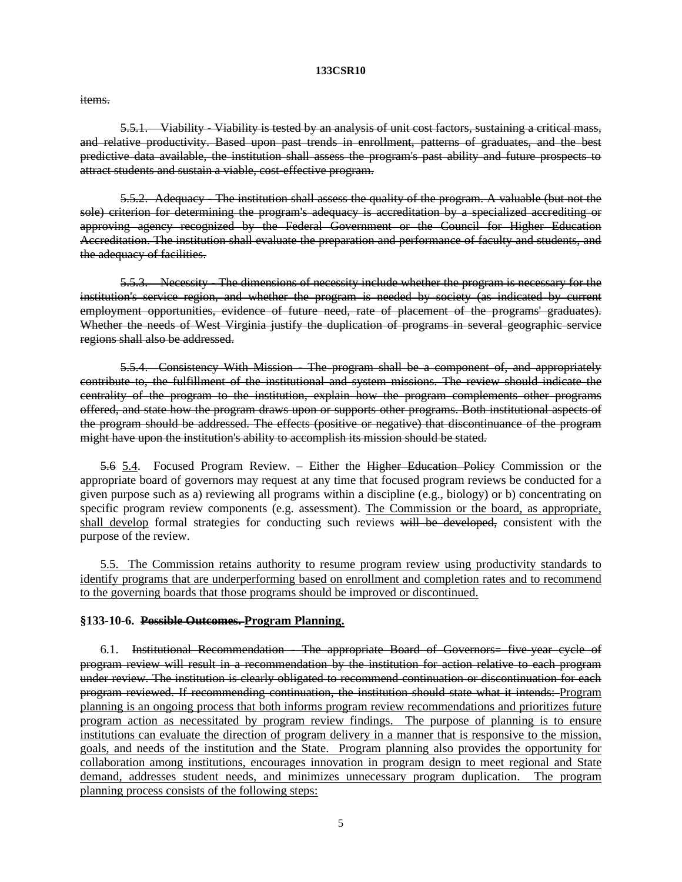~~items.~~

~~5.5.1. Viability - Viability is tested by an analysis of unit cost factors, sustaining a critical mass, and relative productivity. Based upon past trends in enrollment, patterns of graduates, and the best predictive data available, the institution shall assess the program's past ability and future prospects to attract students and sustain a viable, cost-effective program.~~

~~5.5.2. Adequacy - The institution shall assess the quality of the program. A valuable (but not the sole) criterion for determining the program's adequacy is accreditation by a specialized accrediting or approving agency recognized by the Federal Government or the Council for Higher Education Accreditation. The institution shall evaluate the preparation and performance of faculty and students, and the adequacy of facilities.~~

~~5.5.3. Necessity - The dimensions of necessity include whether the program is necessary for the institution's service region, and whether the program is needed by society (as indicated by current employment opportunities, evidence of future need, rate of placement of the programs' graduates). Whether the needs of West Virginia justify the duplication of programs in several geographic service regions shall also be addressed.~~

~~5.5.4. Consistency With Mission - The program shall be a component of, and appropriately contribute to, the fulfillment of the institutional and system missions. The review should indicate the centrality of the program to the institution, explain how the program complements other programs offered, and state how the program draws upon or supports other programs. Both institutional aspects of the program should be addressed. The effects (positive or negative) that discontinuance of the program might have upon the institution's ability to accomplish its mission should be stated.~~

~~5.6~~ <u>5.4</u>. Focused Program Review. – Either the ~~Higher Education Policy~~ Commission or the appropriate board of governors may request at any time that focused program reviews be conducted for a given purpose such as a) reviewing all programs within a discipline (e.g., biology) or b) concentrating on specific program review components (e.g. assessment). <u>The Commission or the board, as appropriate, shall develop</u> formal strategies for conducting such reviews ~~will be developed,~~ consistent with the purpose of the review.

<u>5.5. The Commission retains authority to resume program review using productivity standards to identify programs that are underperforming based on enrollment and completion rates and to recommend to the governing boards that those programs should be improved or discontinued.</u>

**§133-10-6. ~~Possible Outcomes.~~ <u>Program Planning.</u>**

6.1. ~~Institutional Recommendation - The appropriate Board of Governors= five-year cycle of program review will result in a recommendation by the institution for action relative to each program under review. The institution is clearly obligated to recommend continuation or discontinuation for each program reviewed. If recommending continuation, the institution should state what it intends:~~ <u>Program planning is an ongoing process that both informs program review recommendations and prioritizes future program action as necessitated by program review findings. The purpose of planning is to ensure institutions can evaluate the direction of program delivery in a manner that is responsive to the mission, goals, and needs of the institution and the State. Program planning also provides the opportunity for collaboration among institutions, encourages innovation in program design to meet regional and State demand, addresses student needs, and minimizes unnecessary program duplication. The program planning process consists of the following steps:</u>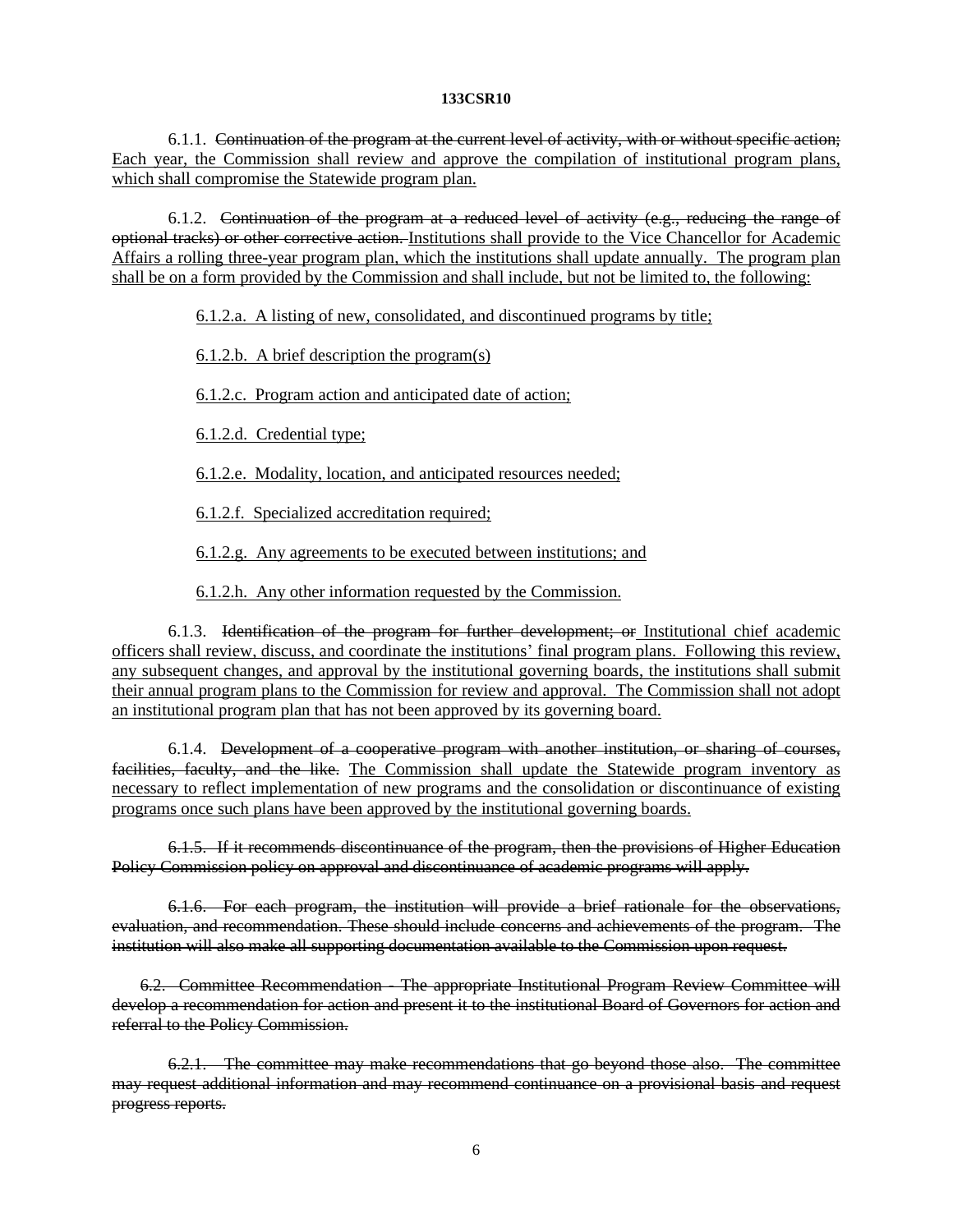6.1.1. ~~Continuation of the program at the current level of activity, with or without specific action;~~ <u>Each year, the Commission shall review and approve the compilation of institutional program plans, which shall compromise the Statewide program plan.</u>

6.1.2. ~~Continuation of the program at a reduced level of activity (e.g., reducing the range of optional tracks) or other corrective action.~~ <u>Institutions shall provide to the Vice Chancellor for Academic Affairs a rolling three-year program plan, which the institutions shall update annually. The program plan shall be on a form provided by the Commission and shall include, but not be limited to, the following:</u>

<u>6.1.2.a. A listing of new, consolidated, and discontinued programs by title;</u>

<u>6.1.2.b. A brief description the program(s)</u>

<u>6.1.2.c. Program action and anticipated date of action;</u>

<u>6.1.2.d. Credential type;</u>

<u>6.1.2.e. Modality, location, and anticipated resources needed;</u>

<u>6.1.2.f. Specialized accreditation required;</u>

<u>6.1.2.g. Any agreements to be executed between institutions; and</u>

<u>6.1.2.h. Any other information requested by the Commission.</u>

6.1.3. ~~Identification of the program for further development; or~~ <u>Institutional chief academic officers shall review, discuss, and coordinate the institutions' final program plans. Following this review, any subsequent changes, and approval by the institutional governing boards, the institutions shall submit their annual program plans to the Commission for review and approval. The Commission shall not adopt an institutional program plan that has not been approved by its governing board.</u>

6.1.4. ~~Development of a cooperative program with another institution, or sharing of courses, facilities, faculty, and the like.~~ <u>The Commission shall update the Statewide program inventory as necessary to reflect implementation of new programs and the consolidation or discontinuance of existing programs once such plans have been approved by the institutional governing boards.</u>

~~6.1.5. If it recommends discontinuance of the program, then the provisions of Higher Education Policy Commission policy on approval and discontinuance of academic programs will apply.~~

~~6.1.6. For each program, the institution will provide a brief rationale for the observations, evaluation, and recommendation. These should include concerns and achievements of the program. The institution will also make all supporting documentation available to the Commission upon request.~~

~~6.2. Committee Recommendation - The appropriate Institutional Program Review Committee will develop a recommendation for action and present it to the institutional Board of Governors for action and referral to the Policy Commission.~~

~~6.2.1. The committee may make recommendations that go beyond those also. The committee may request additional information and may recommend continuance on a provisional basis and request progress reports.~~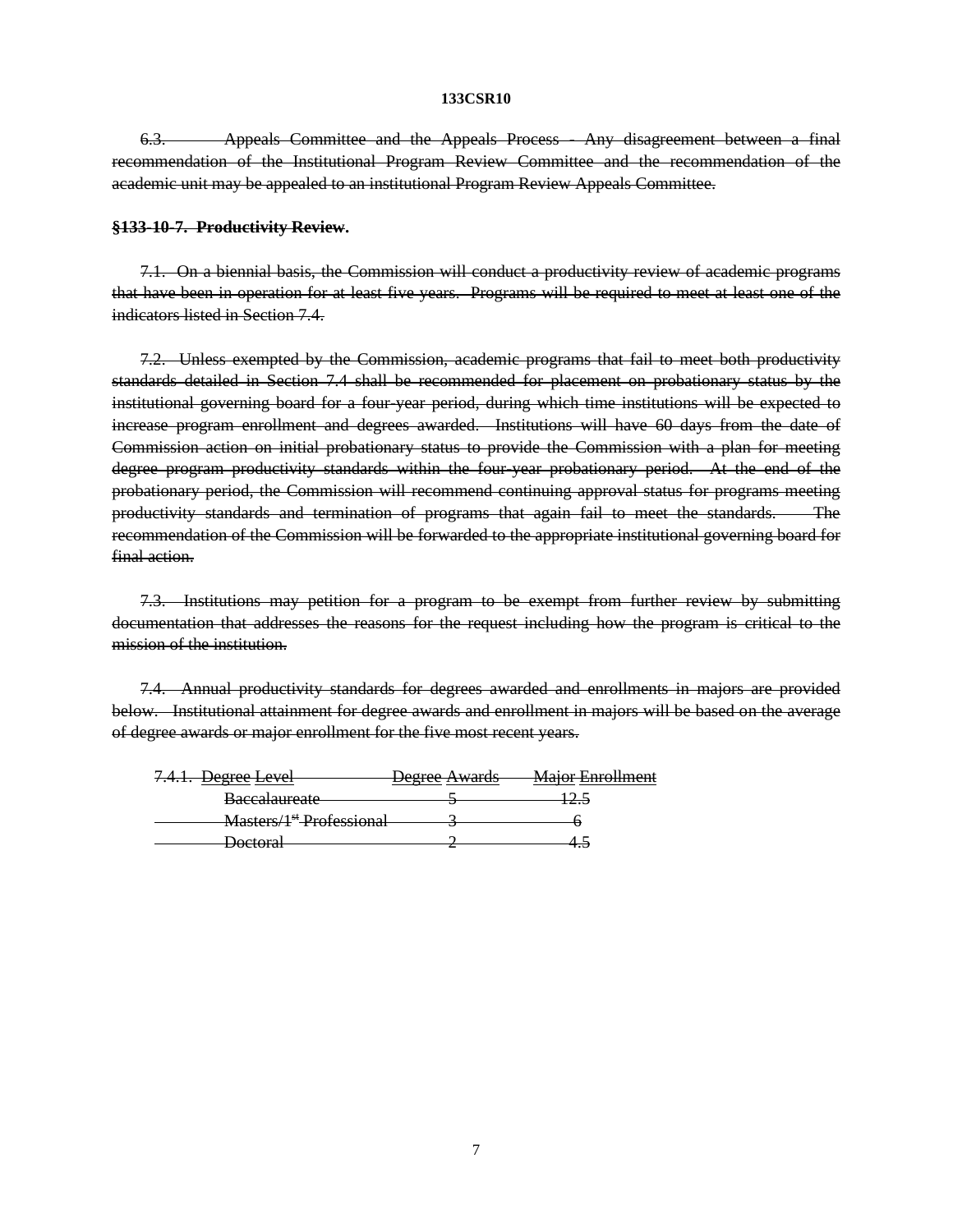~~6.3. Appeals Committee and the Appeals Process - Any disagreement between a final recommendation of the Institutional Program Review Committee and the recommendation of the academic unit may be appealed to an institutional Program Review Appeals Committee.~~

**~~§133-10-7. Productivity Review.~~**

~~7.1. On a biennial basis, the Commission will conduct a productivity review of academic programs that have been in operation for at least five years. Programs will be required to meet at least one of the indicators listed in Section 7.4.~~

~~7.2. Unless exempted by the Commission, academic programs that fail to meet both productivity standards detailed in Section 7.4 shall be recommended for placement on probationary status by the institutional governing board for a four-year period, during which time institutions will be expected to increase program enrollment and degrees awarded. Institutions will have 60 days from the date of Commission action on initial probationary status to provide the Commission with a plan for meeting degree program productivity standards within the four-year probationary period. At the end of the probationary period, the Commission will recommend continuing approval status for programs meeting productivity standards and termination of programs that again fail to meet the standards. The recommendation of the Commission will be forwarded to the appropriate institutional governing board for final action.~~

~~7.3. Institutions may petition for a program to be exempt from further review by submitting documentation that addresses the reasons for the request including how the program is critical to the mission of the institution.~~

~~7.4. Annual productivity standards for degrees awarded and enrollments in majors are provided below. Institutional attainment for degree awards and enrollment in majors will be based on the average of degree awards or major enrollment for the five most recent years.~~

~~7.4.1.~~

| ~~Degree Level~~ | ~~Degree Awards~~ | ~~Major Enrollment~~ |
|---|---|---|
| ~~Baccalaureate~~ | ~~5~~ | ~~12.5~~ |
| ~~Masters/1st Professional~~ | ~~3~~ | ~~6~~ |
| ~~Doctoral~~ | ~~2~~ | ~~4.5~~ |